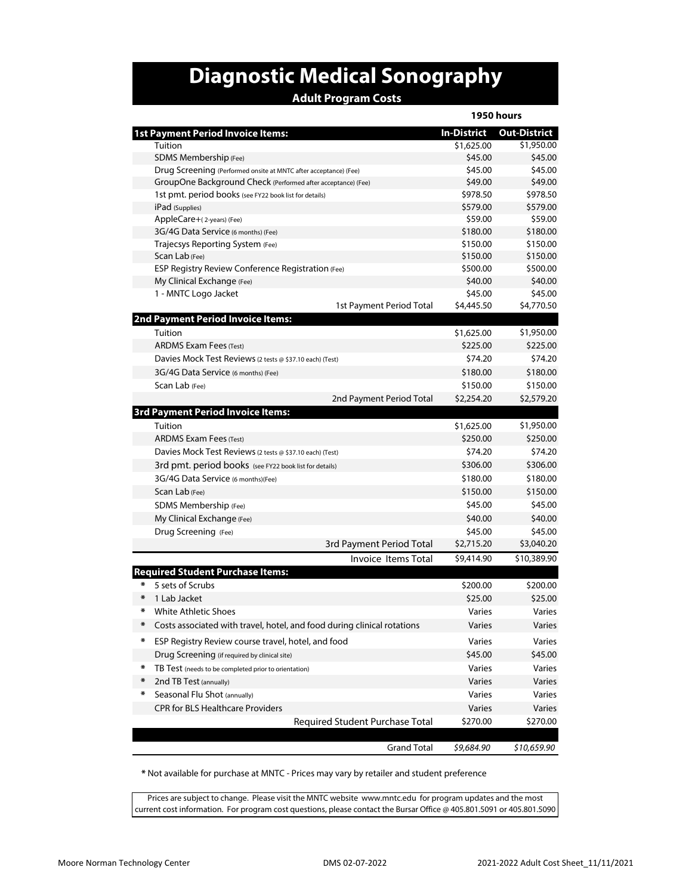# Diagnostic Medical Sonography

**Adult Program Costs**

| | 1950 hours | |
|---|---|---|
| **1st Payment Period Invoice Items:** | **In-District** | **Out-District** |
| Tuition | $1,625.00 | $1,950.00 |
| SDMS Membership (Fee) | $45.00 | $45.00 |
| Drug Screening (Performed onsite at MNTC after acceptance) (Fee) | $45.00 | $45.00 |
| GroupOne Background Check (Performed after acceptance) (Fee) | $49.00 | $49.00 |
| 1st pmt. period books (see FY22 book list for details) | $978.50 | $978.50 |
| iPad (Supplies) | $579.00 | $579.00 |
| AppleCare+( 2-years) (Fee) | $59.00 | $59.00 |
| 3G/4G Data Service (6 months) (Fee) | $180.00 | $180.00 |
| Trajecsys Reporting System (Fee) | $150.00 | $150.00 |
| Scan Lab (Fee) | $150.00 | $150.00 |
| ESP Registry Review Conference Registration (Fee) | $500.00 | $500.00 |
| My Clinical Exchange (Fee) | $40.00 | $40.00 |
| 1 - MNTC Logo Jacket | $45.00 | $45.00 |
| 1st Payment Period Total | $4,445.50 | $4,770.50 |
| **2nd Payment Period Invoice Items:** | | |
| Tuition | $1,625.00 | $1,950.00 |
| ARDMS Exam Fees (Test) | $225.00 | $225.00 |
| Davies Mock Test Reviews (2 tests @ $37.10 each) (Test) | $74.20 | $74.20 |
| 3G/4G Data Service (6 months) (Fee) | $180.00 | $180.00 |
| Scan Lab (Fee) | $150.00 | $150.00 |
| 2nd Payment Period Total | $2,254.20 | $2,579.20 |
| **3rd Payment Period Invoice Items:** | | |
| Tuition | $1,625.00 | $1,950.00 |
| ARDMS Exam Fees (Test) | $250.00 | $250.00 |
| Davies Mock Test Reviews (2 tests @ $37.10 each) (Test) | $74.20 | $74.20 |
| 3rd pmt. period books (see FY22 book list for details) | $306.00 | $306.00 |
| 3G/4G Data Service (6 months)(Fee) | $180.00 | $180.00 |
| Scan Lab (Fee) | $150.00 | $150.00 |
| SDMS Membership (Fee) | $45.00 | $45.00 |
| My Clinical Exchange (Fee) | $40.00 | $40.00 |
| Drug Screening (Fee) | $45.00 | $45.00 |
| 3rd Payment Period Total | $2,715.20 | $3,040.20 |
| Invoice Items Total | $9,414.90 | $10,389.90 |
| **Required Student Purchase Items:** | | |
| * 5 sets of Scrubs | $200.00 | $200.00 |
| * 1 Lab Jacket | $25.00 | $25.00 |
| * White Athletic Shoes | Varies | Varies |
| * Costs associated with travel, hotel, and food during clinical rotations | Varies | Varies |
| * ESP Registry Review course travel, hotel, and food | Varies | Varies |
| Drug Screening (if required by clinical site) | $45.00 | $45.00 |
| * TB Test (needs to be completed prior to orientation) | Varies | Varies |
| * 2nd TB Test (annually) | Varies | Varies |
| * Seasonal Flu Shot (annually) | Varies | Varies |
| CPR for BLS Healthcare Providers | Varies | Varies |
| Required Student Purchase Total | $270.00 | $270.00 |
| Grand Total | *$9,684.90* | *$10,659.90* |

\* Not available for purchase at MNTC - Prices may vary by retailer and student preference

Prices are subject to change. Please visit the MNTC website www.mntc.edu for program updates and the most current cost information. For program cost questions, please contact the Bursar Office @ 405.801.5091 or 405.801.5090

Moore Norman Technology Center DMS 02-07-2022 2021-2022 Adult Cost Sheet_11/11/2021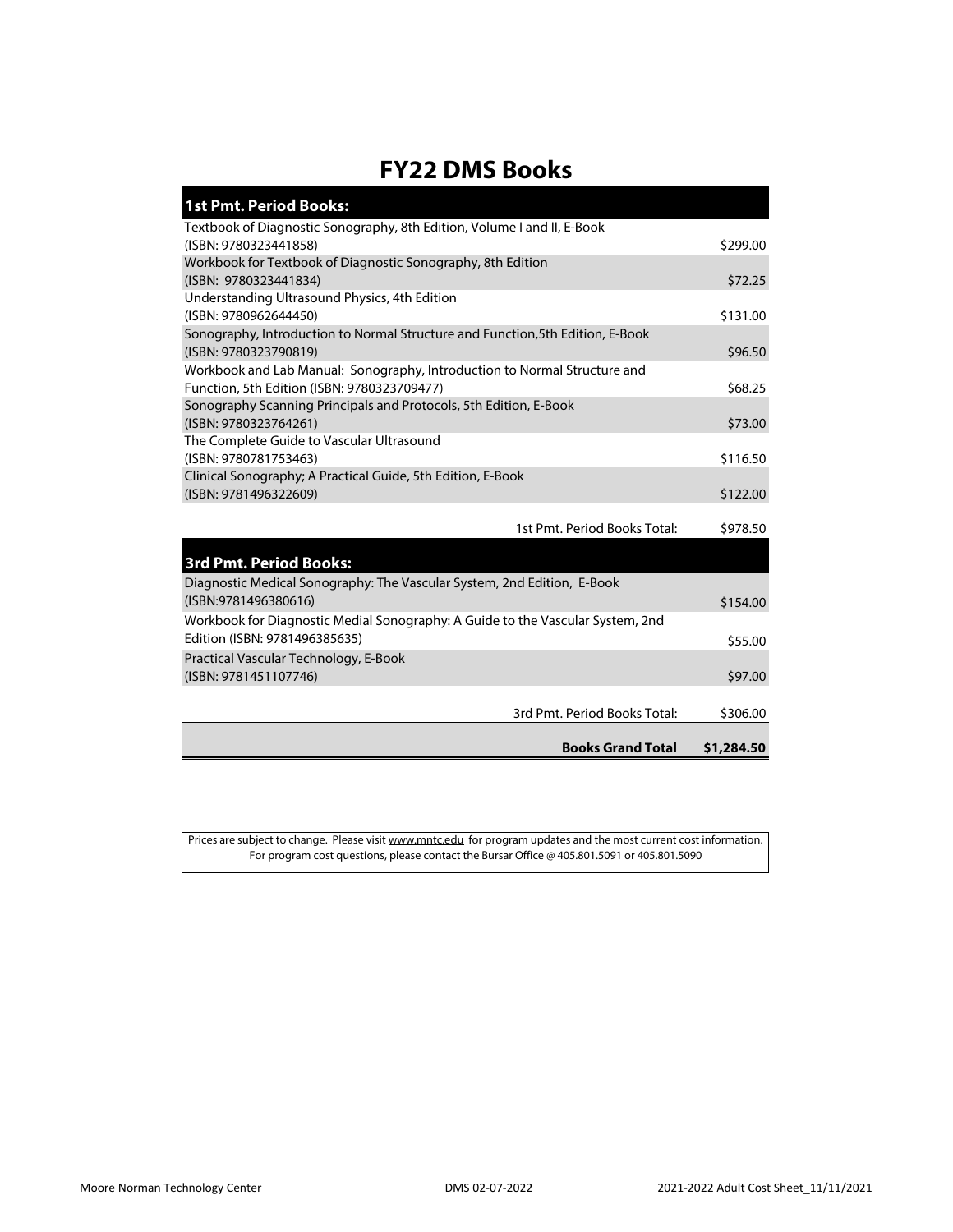# FY22 DMS Books

| 1st Pmt. Period Books: | |
|---|---|
| Textbook of Diagnostic Sonography, 8th Edition, Volume I and II, E-Book (ISBN: 9780323441858) | $299.00 |
| Workbook for Textbook of Diagnostic Sonography, 8th Edition (ISBN: 9780323441834) | $72.25 |
| Understanding Ultrasound Physics, 4th Edition (ISBN: 9780962644450) | $131.00 |
| Sonography, Introduction to Normal Structure and Function,5th Edition, E-Book (ISBN: 9780323790819) | $96.50 |
| Workbook and Lab Manual: Sonography, Introduction to Normal Structure and Function, 5th Edition (ISBN: 9780323709477) | $68.25 |
| Sonography Scanning Principals and Protocols, 5th Edition, E-Book (ISBN: 9780323764261) | $73.00 |
| The Complete Guide to Vascular Ultrasound (ISBN: 9780781753463) | $116.50 |
| Clinical Sonography; A Practical Guide, 5th Edition, E-Book (ISBN: 9781496322609) | $122.00 |
| 1st Pmt. Period Books Total: | $978.50 |

| 3rd Pmt. Period Books: | |
|---|---|
| Diagnostic Medical Sonography: The Vascular System, 2nd Edition, E-Book (ISBN:9781496380616) | $154.00 |
| Workbook for Diagnostic Medial Sonography: A Guide to the Vascular System, 2nd Edition (ISBN: 9781496385635) | $55.00 |
| Practical Vascular Technology, E-Book (ISBN: 9781451107746) | $97.00 |
| 3rd Pmt. Period Books Total: | $306.00 |
| **Books Grand Total** | **$1,284.50** |

Prices are subject to change. Please visit www.mntc.edu for program updates and the most current cost information.
For program cost questions, please contact the Bursar Office @ 405.801.5091 or 405.801.5090

Moore Norman Technology Center DMS 02-07-2022 2021-2022 Adult Cost Sheet_11/11/2021